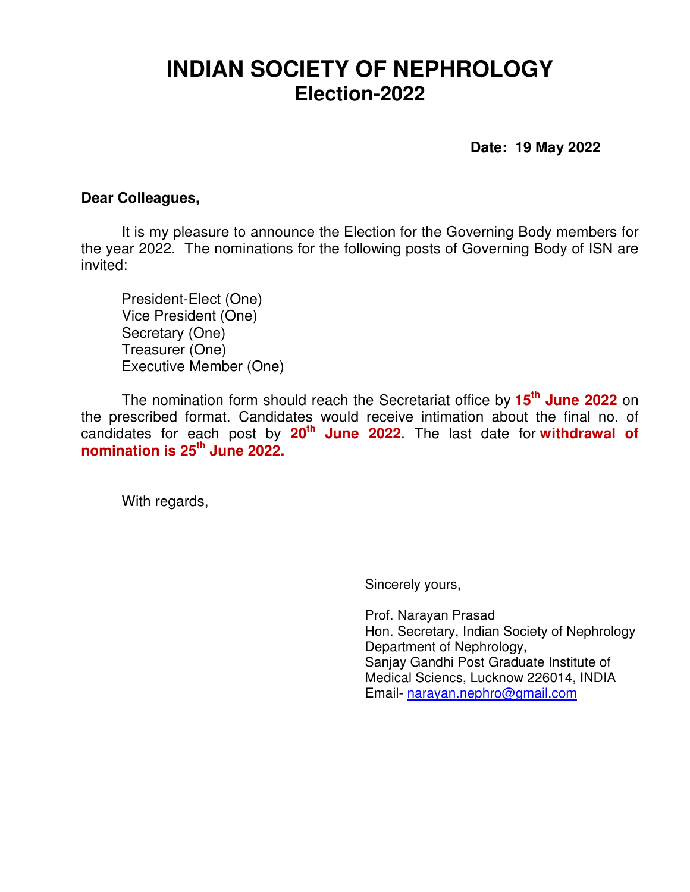# INDIAN SOCIETY OF NEPHROLOGY
## Election-2022

**Date: 19 May 2022**

**Dear Colleagues,**

It is my pleasure to announce the Election for the Governing Body members for the year 2022. The nominations for the following posts of Governing Body of ISN are invited:

President-Elect (One)
Vice President (One)
Secretary (One)
Treasurer (One)
Executive Member (One)

The nomination form should reach the Secretariat office by **15th June 2022** on the prescribed format. Candidates would receive intimation about the final no. of candidates for each post by **20th June 2022**. The last date for **withdrawal of nomination is 25th June 2022.**

With regards,

Sincerely yours,

Prof. Narayan Prasad
Hon. Secretary, Indian Society of Nephrology
Department of Nephrology,
Sanjay Gandhi Post Graduate Institute of Medical Sciencs, Lucknow 226014, INDIA
Email- narayan.nephro@gmail.com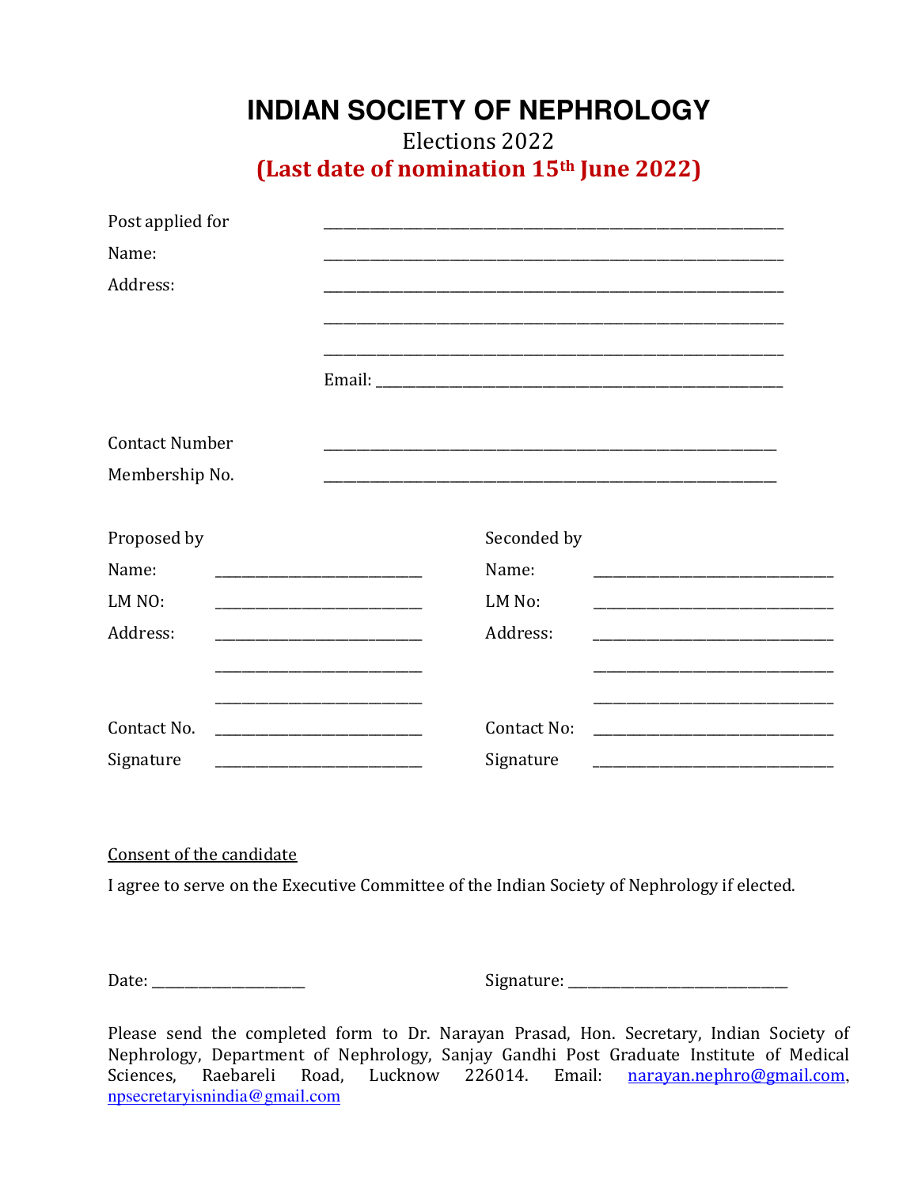# INDIAN SOCIETY OF NEPHROLOGY

Elections 2022

**(Last date of nomination 15th June 2022)**

Post applied for ______________________________________________

Name: ______________________________________________

Address: ______________________________________________

______________________________________________

______________________________________________

Email: ______________________________________________

Contact Number ______________________________________________

Membership No. ______________________________________________

| Proposed by | | Seconded by | |
|---|---|---|---|
| Name: | ______________________ | Name: | ______________________ |
| LM NO: | ______________________ | LM No: | ______________________ |
| Address: | ______________________ | Address: | ______________________ |
| | ______________________ | | ______________________ |
| | ______________________ | | ______________________ |
| Contact No. | ______________________ | Contact No: | ______________________ |
| Signature | ______________________ | Signature | ______________________ |

Consent of the candidate

I agree to serve on the Executive Committee of the Indian Society of Nephrology if elected.

Date: ________________ Signature: ________________________

Please send the completed form to Dr. Narayan Prasad, Hon. Secretary, Indian Society of Nephrology, Department of Nephrology, Sanjay Gandhi Post Graduate Institute of Medical Sciences, Raebareli Road, Lucknow 226014. Email: narayan.nephro@gmail.com, npsecretaryisnindia@gmail.com